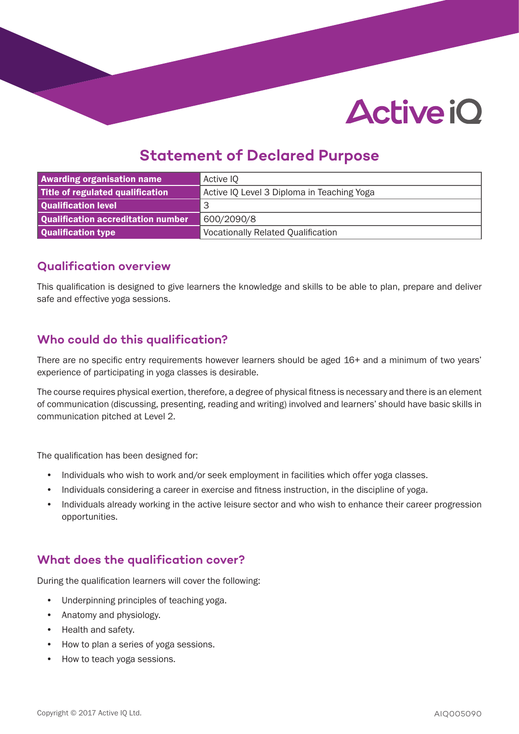# Statement of Declared Purpose

| Awarding organisation name | Active IQ |
|---|---|
| Title of regulated qualification | Active IQ Level 3 Diploma in Teaching Yoga |
| Qualification level | 3 |
| Qualification accreditation number | 600/2090/8 |
| Qualification type | Vocationally Related Qualification |

## Qualification overview

This qualification is designed to give learners the knowledge and skills to be able to plan, prepare and deliver safe and effective yoga sessions.

## Who could do this qualification?

There are no specific entry requirements however learners should be aged 16+ and a minimum of two years' experience of participating in yoga classes is desirable.

The course requires physical exertion, therefore, a degree of physical fitness is necessary and there is an element of communication (discussing, presenting, reading and writing) involved and learners' should have basic skills in communication pitched at Level 2.

The qualification has been designed for:

- Individuals who wish to work and/or seek employment in facilities which offer yoga classes.
- Individuals considering a career in exercise and fitness instruction, in the discipline of yoga.
- Individuals already working in the active leisure sector and who wish to enhance their career progression opportunities.

## What does the qualification cover?

During the qualification learners will cover the following:

- Underpinning principles of teaching yoga.
- Anatomy and physiology.
- Health and safety.
- How to plan a series of yoga sessions.
- How to teach yoga sessions.

Copyright © 2017 Active IQ Ltd. AIQ005090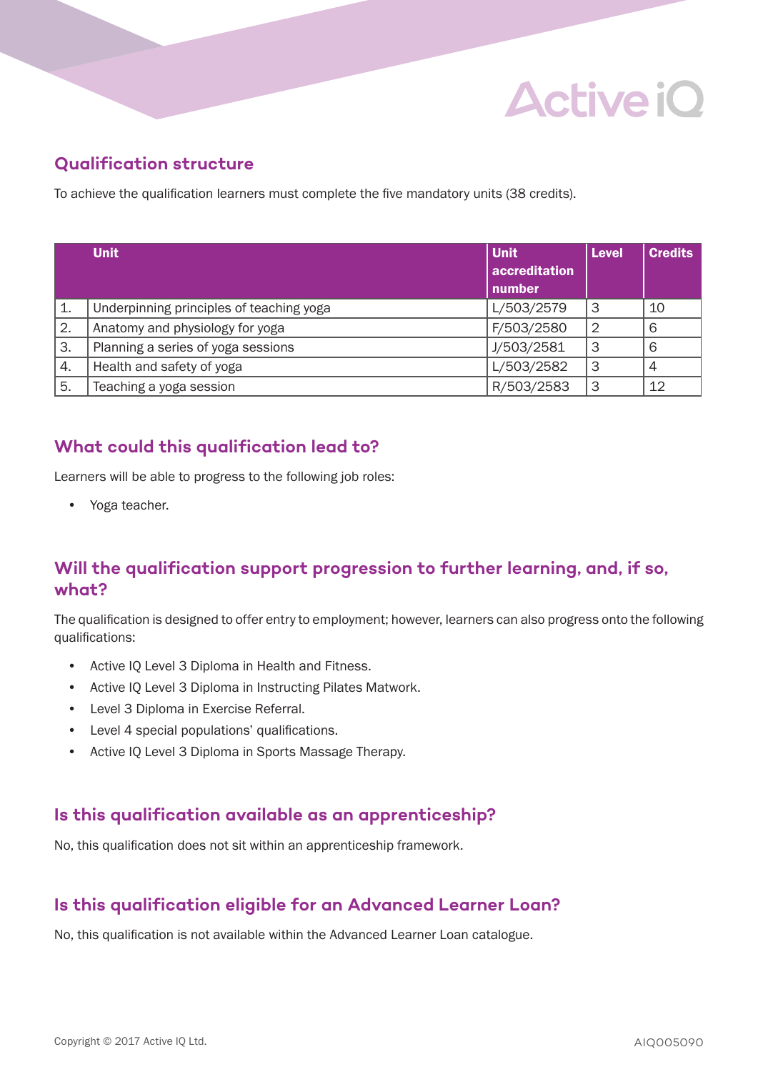## Qualification structure

To achieve the qualification learners must complete the five mandatory units (38 credits).

| | Unit | Unit accreditation number | Level | Credits |
|---|---|---|---|---|
| 1. | Underpinning principles of teaching yoga | L/503/2579 | 3 | 10 |
| 2. | Anatomy and physiology for yoga | F/503/2580 | 2 | 6 |
| 3. | Planning a series of yoga sessions | J/503/2581 | 3 | 6 |
| 4. | Health and safety of yoga | L/503/2582 | 3 | 4 |
| 5. | Teaching a yoga session | R/503/2583 | 3 | 12 |

## What could this qualification lead to?

Learners will be able to progress to the following job roles:

- Yoga teacher.

## Will the qualification support progression to further learning, and, if so, what?

The qualification is designed to offer entry to employment; however, learners can also progress onto the following qualifications:

- Active IQ Level 3 Diploma in Health and Fitness.
- Active IQ Level 3 Diploma in Instructing Pilates Matwork.
- Level 3 Diploma in Exercise Referral.
- Level 4 special populations' qualifications.
- Active IQ Level 3 Diploma in Sports Massage Therapy.

## Is this qualification available as an apprenticeship?

No, this qualification does not sit within an apprenticeship framework.

## Is this qualification eligible for an Advanced Learner Loan?

No, this qualification is not available within the Advanced Learner Loan catalogue.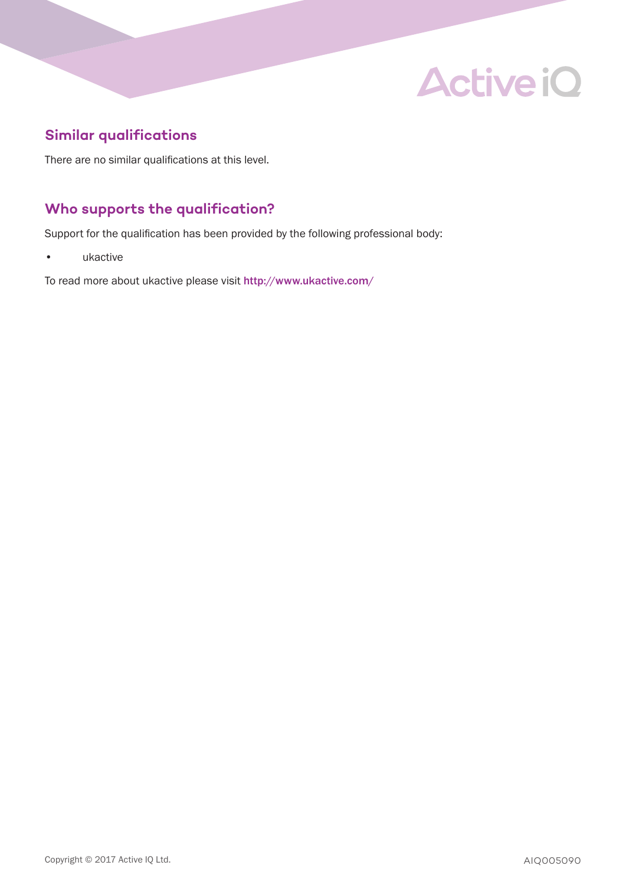## Similar qualifications

There are no similar qualifications at this level.

## Who supports the qualification?

Support for the qualification has been provided by the following professional body:

- ukactive

To read more about ukactive please visit http://www.ukactive.com/